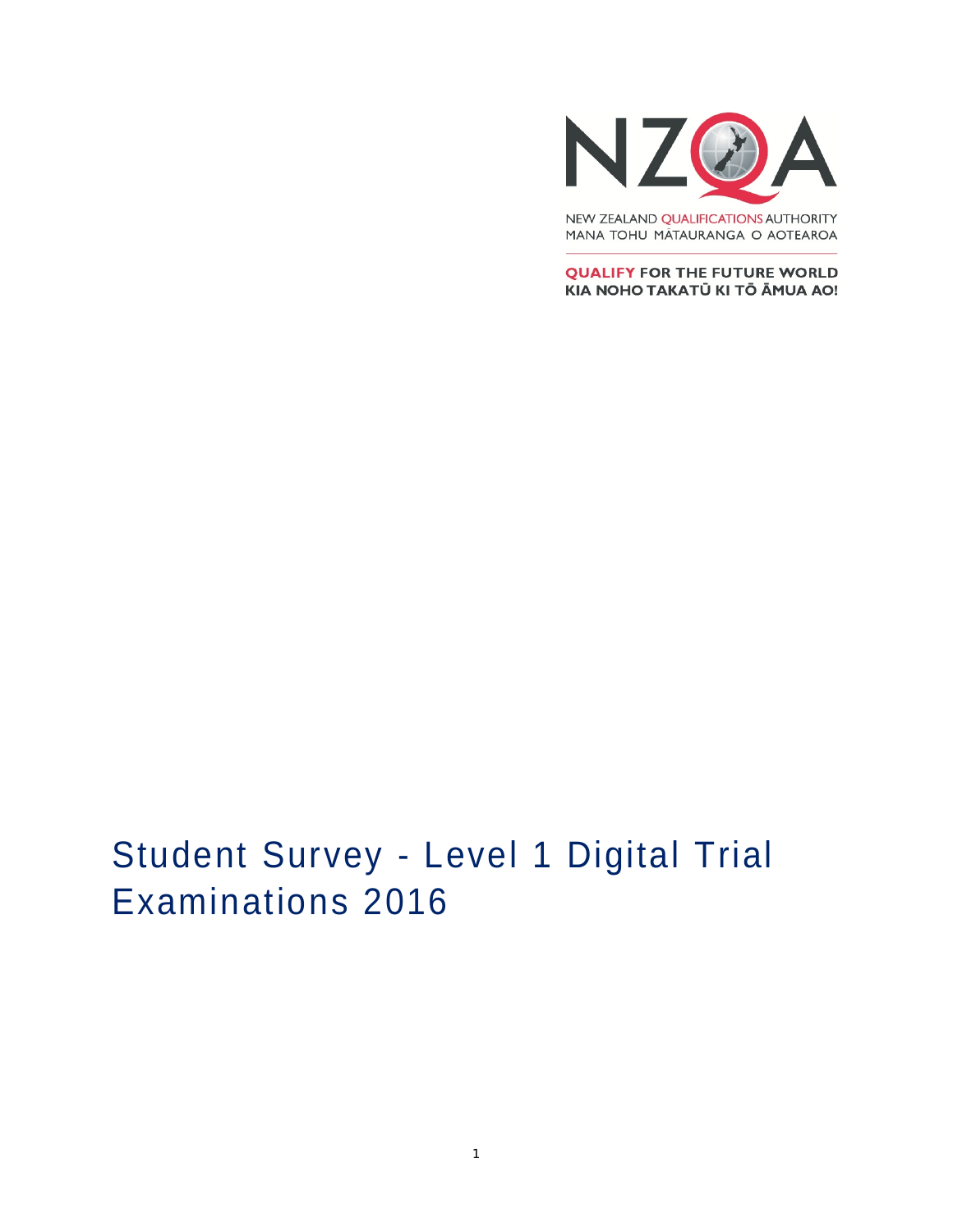NZQA

NEW ZEALAND QUALIFICATIONS AUTHORITY
MANA TOHU MĀTAURANGA O AOTEAROA

**QUALIFY FOR THE FUTURE WORLD**
**KIA NOHO TAKATŪ KI TŌ ĀMUA AO!**

# Student Survey - Level 1 Digital Trial Examinations 2016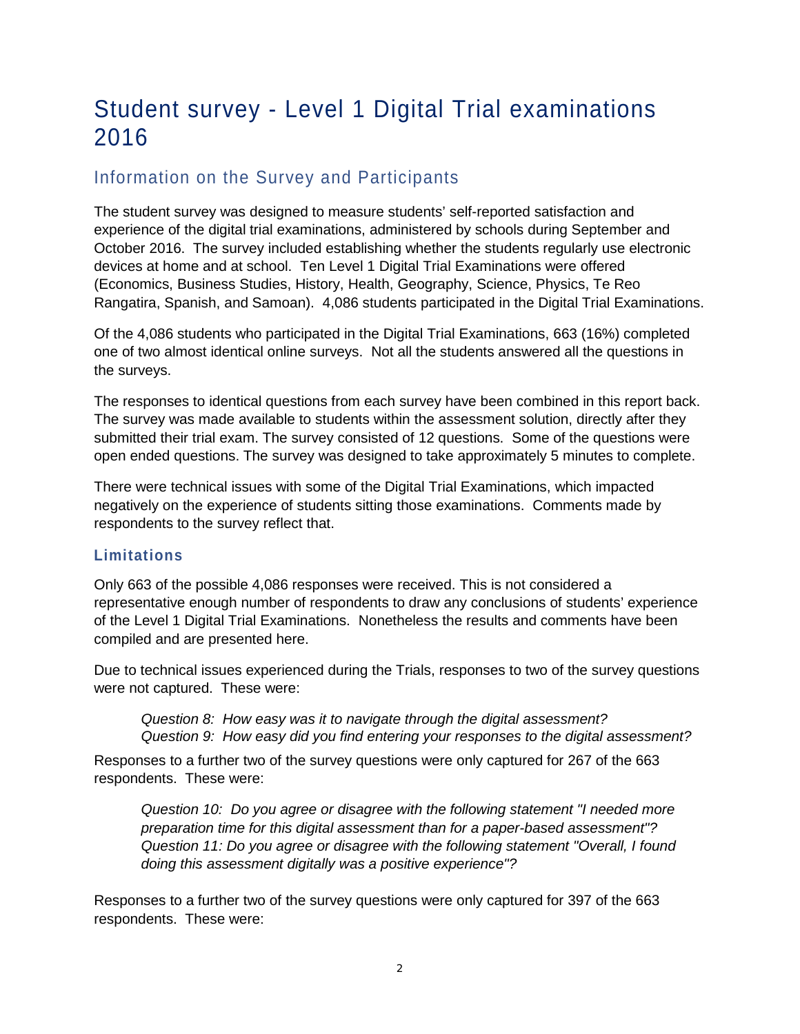# Student survey - Level 1 Digital Trial examinations 2016

## Information on the Survey and Participants

The student survey was designed to measure students' self-reported satisfaction and experience of the digital trial examinations, administered by schools during September and October 2016. The survey included establishing whether the students regularly use electronic devices at home and at school. Ten Level 1 Digital Trial Examinations were offered (Economics, Business Studies, History, Health, Geography, Science, Physics, Te Reo Rangatira, Spanish, and Samoan). 4,086 students participated in the Digital Trial Examinations.

Of the 4,086 students who participated in the Digital Trial Examinations, 663 (16%) completed one of two almost identical online surveys. Not all the students answered all the questions in the surveys.

The responses to identical questions from each survey have been combined in this report back. The survey was made available to students within the assessment solution, directly after they submitted their trial exam. The survey consisted of 12 questions. Some of the questions were open ended questions. The survey was designed to take approximately 5 minutes to complete.

There were technical issues with some of the Digital Trial Examinations, which impacted negatively on the experience of students sitting those examinations. Comments made by respondents to the survey reflect that.

### Limitations

Only 663 of the possible 4,086 responses were received. This is not considered a representative enough number of respondents to draw any conclusions of students' experience of the Level 1 Digital Trial Examinations. Nonetheless the results and comments have been compiled and are presented here.

Due to technical issues experienced during the Trials, responses to two of the survey questions were not captured. These were:

> *Question 8: How easy was it to navigate through the digital assessment?*
> *Question 9: How easy did you find entering your responses to the digital assessment?*

Responses to a further two of the survey questions were only captured for 267 of the 663 respondents. These were:

> *Question 10: Do you agree or disagree with the following statement "I needed more preparation time for this digital assessment than for a paper-based assessment"?*
> *Question 11: Do you agree or disagree with the following statement "Overall, I found doing this assessment digitally was a positive experience"?*

Responses to a further two of the survey questions were only captured for 397 of the 663 respondents. These were: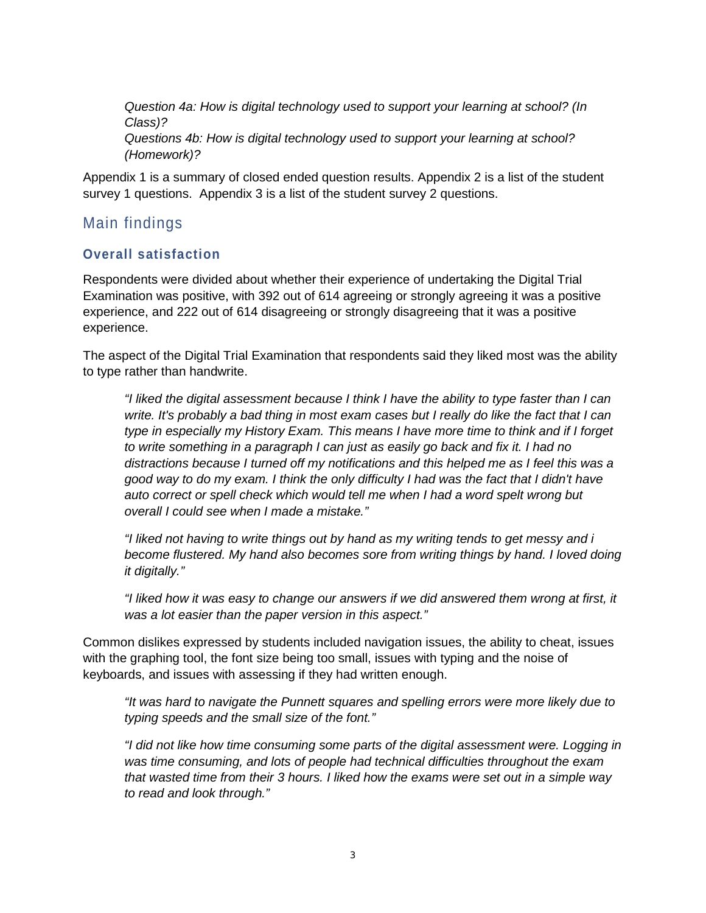*Question 4a: How is digital technology used to support your learning at school? (In Class)?*
*Questions 4b: How is digital technology used to support your learning at school? (Homework)?*

Appendix 1 is a summary of closed ended question results. Appendix 2 is a list of the student survey 1 questions. Appendix 3 is a list of the student survey 2 questions.

## Main findings

### Overall satisfaction

Respondents were divided about whether their experience of undertaking the Digital Trial Examination was positive, with 392 out of 614 agreeing or strongly agreeing it was a positive experience, and 222 out of 614 disagreeing or strongly disagreeing that it was a positive experience.

The aspect of the Digital Trial Examination that respondents said they liked most was the ability to type rather than handwrite.

> *"I liked the digital assessment because I think I have the ability to type faster than I can write. It's probably a bad thing in most exam cases but I really do like the fact that I can type in especially my History Exam. This means I have more time to think and if I forget to write something in a paragraph I can just as easily go back and fix it. I had no distractions because I turned off my notifications and this helped me as I feel this was a good way to do my exam. I think the only difficulty I had was the fact that I didn't have auto correct or spell check which would tell me when I had a word spelt wrong but overall I could see when I made a mistake."*

> *"I liked not having to write things out by hand as my writing tends to get messy and i become flustered. My hand also becomes sore from writing things by hand. I loved doing it digitally."*

> *"I liked how it was easy to change our answers if we did answered them wrong at first, it was a lot easier than the paper version in this aspect."*

Common dislikes expressed by students included navigation issues, the ability to cheat, issues with the graphing tool, the font size being too small, issues with typing and the noise of keyboards, and issues with assessing if they had written enough.

> *"It was hard to navigate the Punnett squares and spelling errors were more likely due to typing speeds and the small size of the font."*

> *"I did not like how time consuming some parts of the digital assessment were. Logging in was time consuming, and lots of people had technical difficulties throughout the exam that wasted time from their 3 hours. I liked how the exams were set out in a simple way to read and look through."*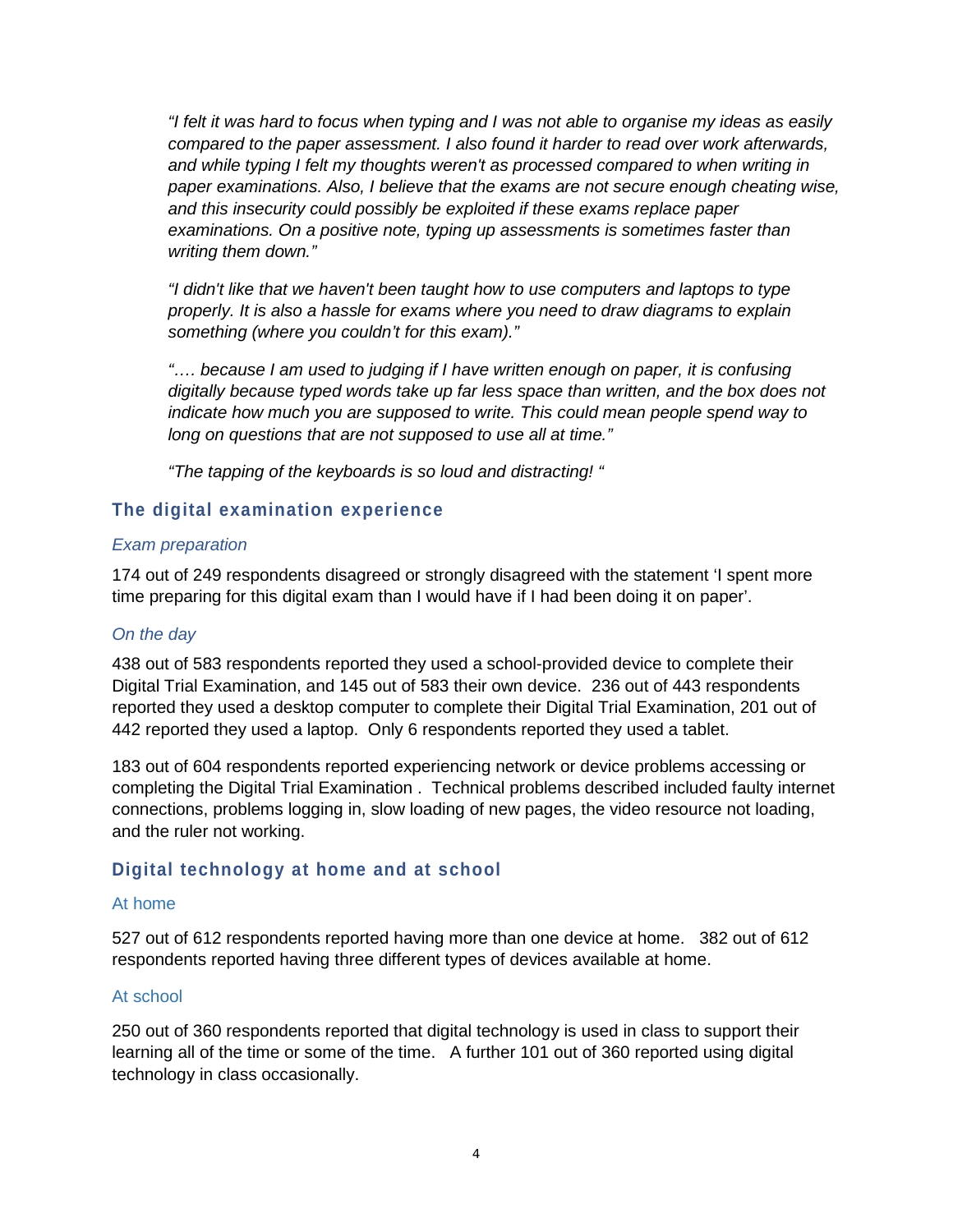> *"I felt it was hard to focus when typing and I was not able to organise my ideas as easily compared to the paper assessment. I also found it harder to read over work afterwards, and while typing I felt my thoughts weren't as processed compared to when writing in paper examinations. Also, I believe that the exams are not secure enough cheating wise, and this insecurity could possibly be exploited if these exams replace paper examinations. On a positive note, typing up assessments is sometimes faster than writing them down."*
>
> *"I didn't like that we haven't been taught how to use computers and laptops to type properly. It is also a hassle for exams where you need to draw diagrams to explain something (where you couldn't for this exam)."*
>
> *"…. because I am used to judging if I have written enough on paper, it is confusing digitally because typed words take up far less space than written, and the box does not indicate how much you are supposed to write. This could mean people spend way to long on questions that are not supposed to use all at time."*
>
> *"The tapping of the keyboards is so loud and distracting! "*

## The digital examination experience

### *Exam preparation*

174 out of 249 respondents disagreed or strongly disagreed with the statement 'I spent more time preparing for this digital exam than I would have if I had been doing it on paper'.

### *On the day*

438 out of 583 respondents reported they used a school-provided device to complete their Digital Trial Examination, and 145 out of 583 their own device. 236 out of 443 respondents reported they used a desktop computer to complete their Digital Trial Examination, 201 out of 442 reported they used a laptop. Only 6 respondents reported they used a tablet.

183 out of 604 respondents reported experiencing network or device problems accessing or completing the Digital Trial Examination . Technical problems described included faulty internet connections, problems logging in, slow loading of new pages, the video resource not loading, and the ruler not working.

## Digital technology at home and at school

### At home

527 out of 612 respondents reported having more than one device at home. 382 out of 612 respondents reported having three different types of devices available at home.

### At school

250 out of 360 respondents reported that digital technology is used in class to support their learning all of the time or some of the time. A further 101 out of 360 reported using digital technology in class occasionally.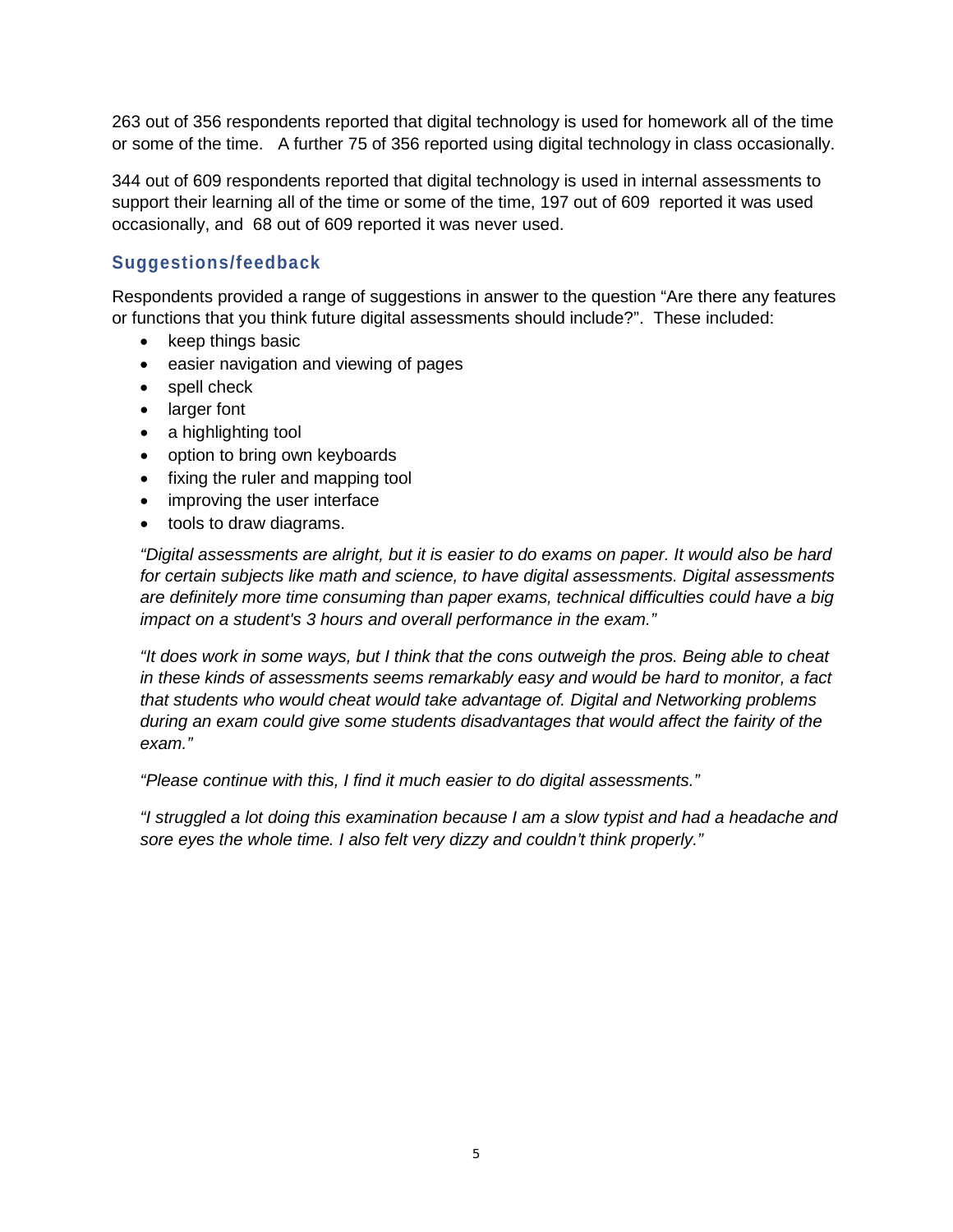263 out of 356 respondents reported that digital technology is used for homework all of the time or some of the time. A further 75 of 356 reported using digital technology in class occasionally.

344 out of 609 respondents reported that digital technology is used in internal assessments to support their learning all of the time or some of the time, 197 out of 609 reported it was used occasionally, and 68 out of 609 reported it was never used.

### Suggestions/feedback

Respondents provided a range of suggestions in answer to the question "Are there any features or functions that you think future digital assessments should include?". These included:

- keep things basic
- easier navigation and viewing of pages
- spell check
- larger font
- a highlighting tool
- option to bring own keyboards
- fixing the ruler and mapping tool
- improving the user interface
- tools to draw diagrams.

> *"Digital assessments are alright, but it is easier to do exams on paper. It would also be hard for certain subjects like math and science, to have digital assessments. Digital assessments are definitely more time consuming than paper exams, technical difficulties could have a big impact on a student's 3 hours and overall performance in the exam."*

> *"It does work in some ways, but I think that the cons outweigh the pros. Being able to cheat in these kinds of assessments seems remarkably easy and would be hard to monitor, a fact that students who would cheat would take advantage of. Digital and Networking problems during an exam could give some students disadvantages that would affect the fairity of the exam."*

> *"Please continue with this, I find it much easier to do digital assessments."*

> *"I struggled a lot doing this examination because I am a slow typist and had a headache and sore eyes the whole time. I also felt very dizzy and couldn't think properly."*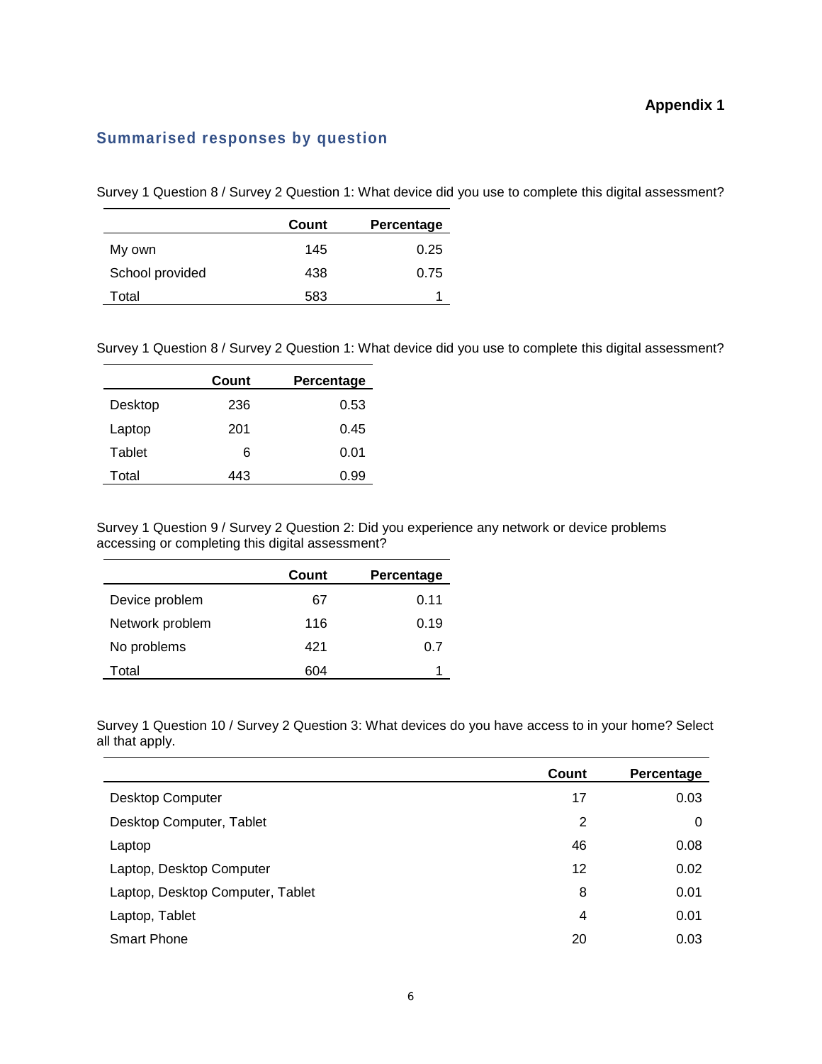**Appendix 1**

## Summarised responses by question

Survey 1 Question 8 / Survey 2 Question 1: What device did you use to complete this digital assessment?

| | Count | Percentage |
|---|---|---|
| My own | 145 | 0.25 |
| School provided | 438 | 0.75 |
| Total | 583 | 1 |

Survey 1 Question 8 / Survey 2 Question 1: What device did you use to complete this digital assessment?

| | Count | Percentage |
|---|---|---|
| Desktop | 236 | 0.53 |
| Laptop | 201 | 0.45 |
| Tablet | 6 | 0.01 |
| Total | 443 | 0.99 |

Survey 1 Question 9 / Survey 2 Question 2: Did you experience any network or device problems accessing or completing this digital assessment?

| | Count | Percentage |
|---|---|---|
| Device problem | 67 | 0.11 |
| Network problem | 116 | 0.19 |
| No problems | 421 | 0.7 |
| Total | 604 | 1 |

Survey 1 Question 10 / Survey 2 Question 3: What devices do you have access to in your home? Select all that apply.

| | Count | Percentage |
|---|---|---|
| Desktop Computer | 17 | 0.03 |
| Desktop Computer, Tablet | 2 | 0 |
| Laptop | 46 | 0.08 |
| Laptop, Desktop Computer | 12 | 0.02 |
| Laptop, Desktop Computer, Tablet | 8 | 0.01 |
| Laptop, Tablet | 4 | 0.01 |
| Smart Phone | 20 | 0.03 |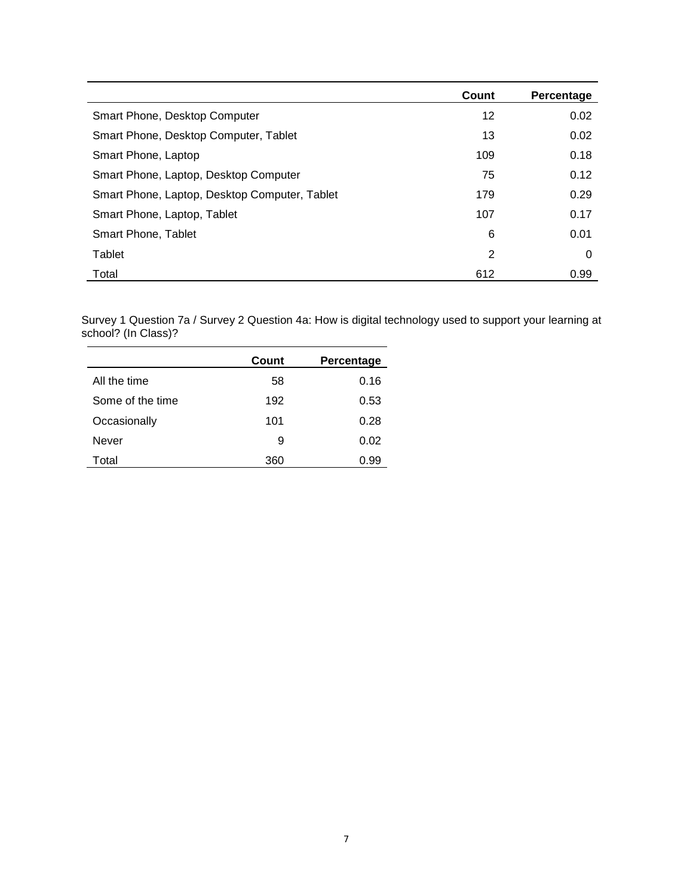| | Count | Percentage |
|---|---|---|
| Smart Phone, Desktop Computer | 12 | 0.02 |
| Smart Phone, Desktop Computer, Tablet | 13 | 0.02 |
| Smart Phone, Laptop | 109 | 0.18 |
| Smart Phone, Laptop, Desktop Computer | 75 | 0.12 |
| Smart Phone, Laptop, Desktop Computer, Tablet | 179 | 0.29 |
| Smart Phone, Laptop, Tablet | 107 | 0.17 |
| Smart Phone, Tablet | 6 | 0.01 |
| Tablet | 2 | 0 |
| Total | 612 | 0.99 |

Survey 1 Question 7a / Survey 2 Question 4a: How is digital technology used to support your learning at school? (In Class)?

| | Count | Percentage |
|---|---|---|
| All the time | 58 | 0.16 |
| Some of the time | 192 | 0.53 |
| Occasionally | 101 | 0.28 |
| Never | 9 | 0.02 |
| Total | 360 | 0.99 |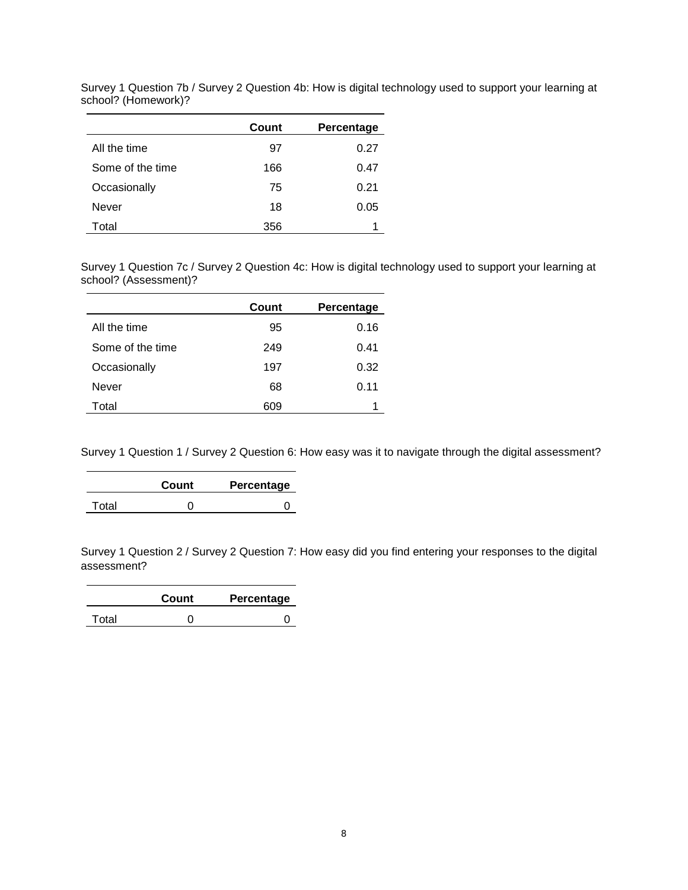Survey 1 Question 7b / Survey 2 Question 4b: How is digital technology used to support your learning at school? (Homework)?

| | Count | Percentage |
|---|---|---|
| All the time | 97 | 0.27 |
| Some of the time | 166 | 0.47 |
| Occasionally | 75 | 0.21 |
| Never | 18 | 0.05 |
| Total | 356 | 1 |

Survey 1 Question 7c / Survey 2 Question 4c: How is digital technology used to support your learning at school? (Assessment)?

| | Count | Percentage |
|---|---|---|
| All the time | 95 | 0.16 |
| Some of the time | 249 | 0.41 |
| Occasionally | 197 | 0.32 |
| Never | 68 | 0.11 |
| Total | 609 | 1 |

Survey 1 Question 1 / Survey 2 Question 6: How easy was it to navigate through the digital assessment?

| | Count | Percentage |
|---|---|---|
| Total | 0 | 0 |

Survey 1 Question 2 / Survey 2 Question 7: How easy did you find entering your responses to the digital assessment?

| | Count | Percentage |
|---|---|---|
| Total | 0 | 0 |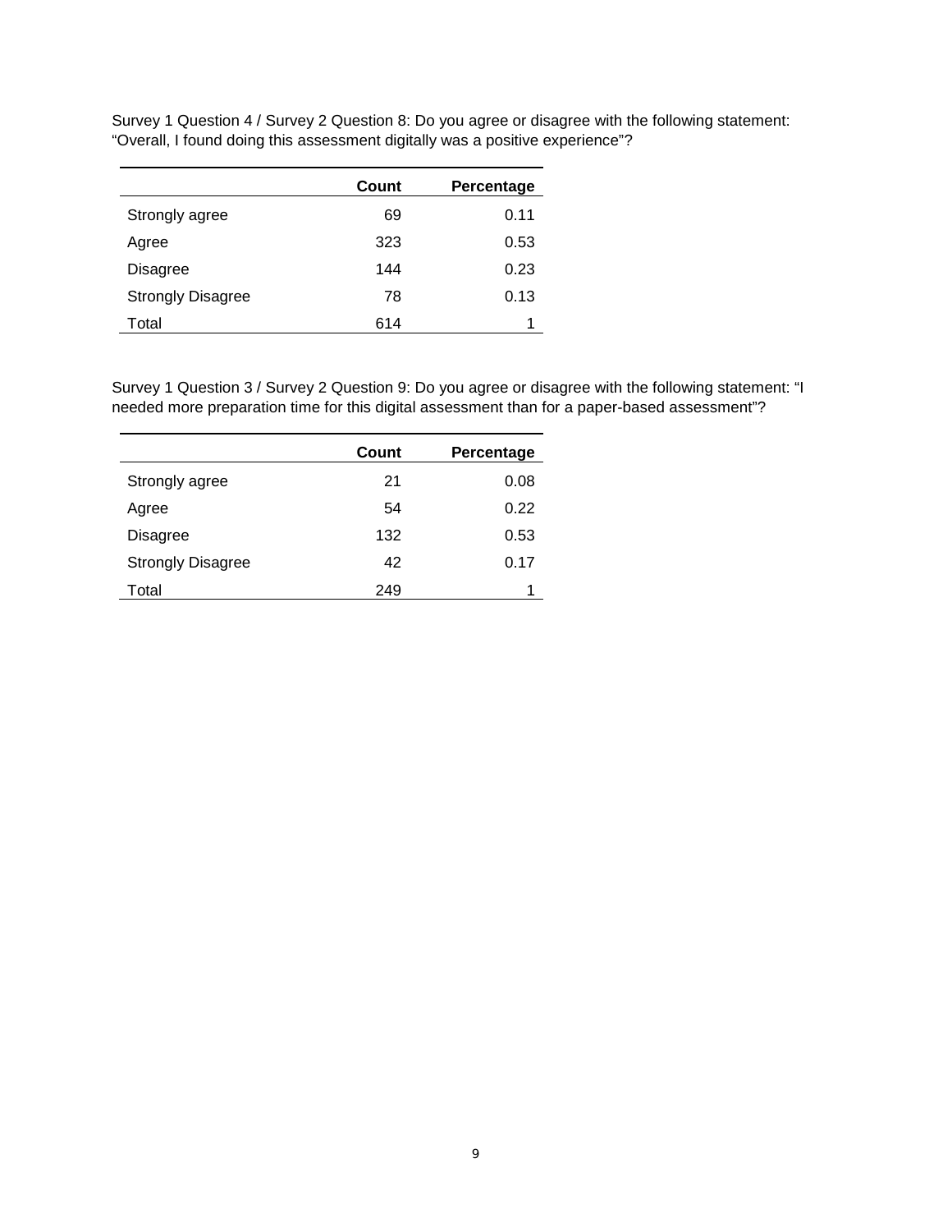Survey 1 Question 4 / Survey 2 Question 8: Do you agree or disagree with the following statement: “Overall, I found doing this assessment digitally was a positive experience”?

| | Count | Percentage |
|---|---|---|
| Strongly agree | 69 | 0.11 |
| Agree | 323 | 0.53 |
| Disagree | 144 | 0.23 |
| Strongly Disagree | 78 | 0.13 |
| Total | 614 | 1 |

Survey 1 Question 3 / Survey 2 Question 9: Do you agree or disagree with the following statement: “I needed more preparation time for this digital assessment than for a paper-based assessment”?

| | Count | Percentage |
|---|---|---|
| Strongly agree | 21 | 0.08 |
| Agree | 54 | 0.22 |
| Disagree | 132 | 0.53 |
| Strongly Disagree | 42 | 0.17 |
| Total | 249 | 1 |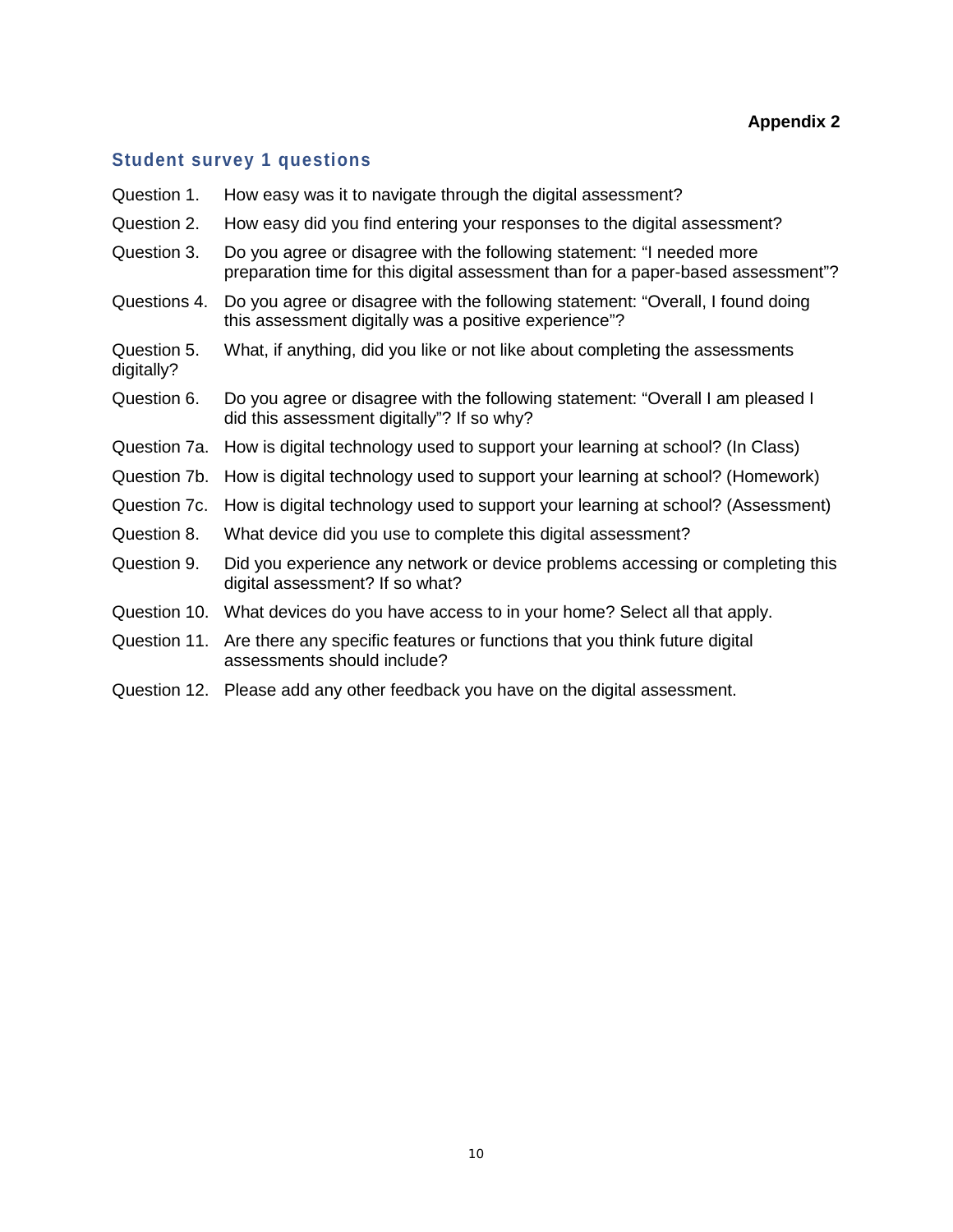**Appendix 2**

## Student survey 1 questions

Question 1. How easy was it to navigate through the digital assessment?

Question 2. How easy did you find entering your responses to the digital assessment?

Question 3. Do you agree or disagree with the following statement: “I needed more preparation time for this digital assessment than for a paper-based assessment”?

Questions 4. Do you agree or disagree with the following statement: “Overall, I found doing this assessment digitally was a positive experience”?

Question 5. What, if anything, did you like or not like about completing the assessments digitally?

Question 6. Do you agree or disagree with the following statement: “Overall I am pleased I did this assessment digitally”? If so why?

Question 7a. How is digital technology used to support your learning at school? (In Class)

Question 7b. How is digital technology used to support your learning at school? (Homework)

Question 7c. How is digital technology used to support your learning at school? (Assessment)

Question 8. What device did you use to complete this digital assessment?

Question 9. Did you experience any network or device problems accessing or completing this digital assessment? If so what?

Question 10. What devices do you have access to in your home? Select all that apply.

Question 11. Are there any specific features or functions that you think future digital assessments should include?

Question 12. Please add any other feedback you have on the digital assessment.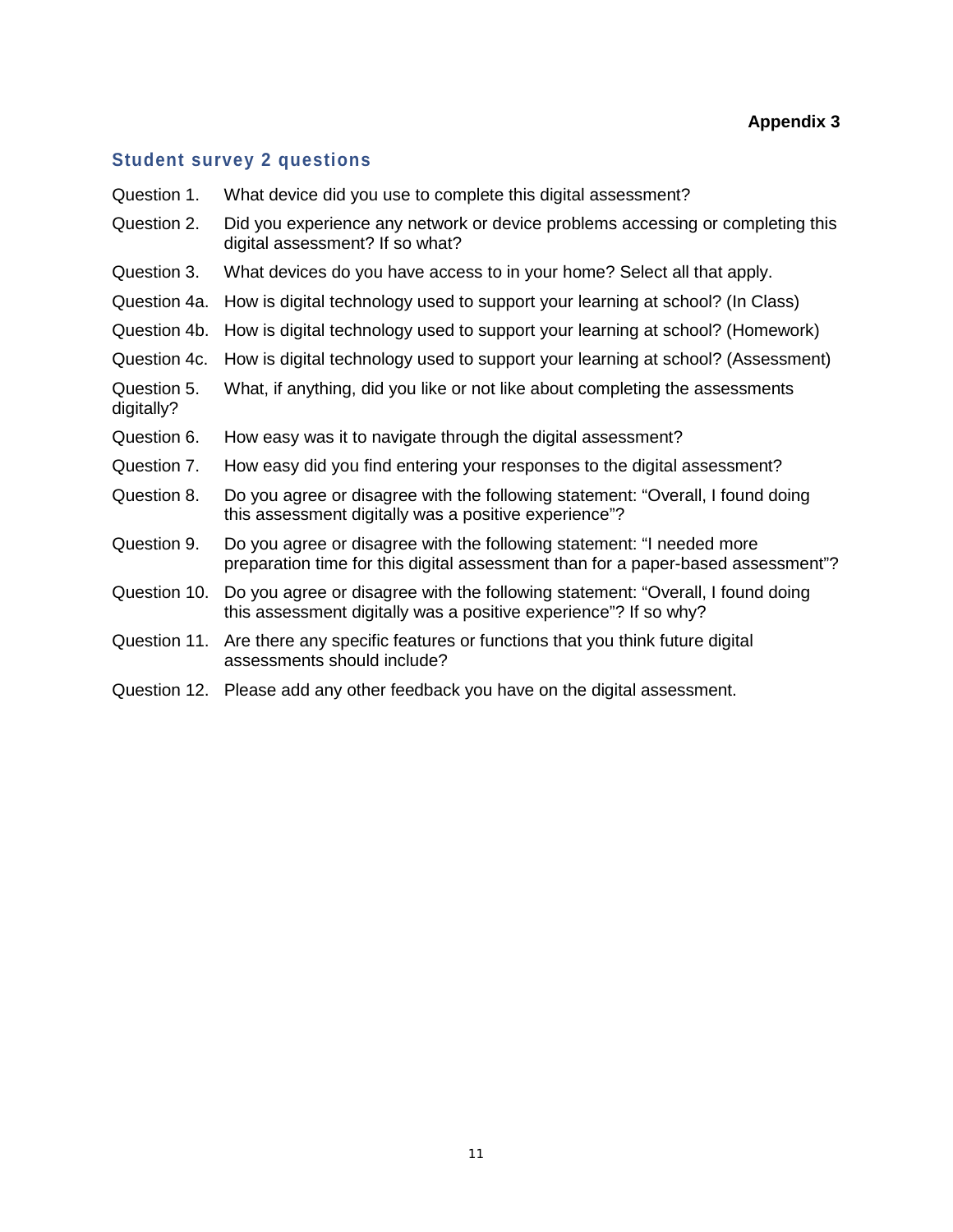**Appendix 3**

## Student survey 2 questions

Question 1. What device did you use to complete this digital assessment?

Question 2. Did you experience any network or device problems accessing or completing this digital assessment? If so what?

Question 3. What devices do you have access to in your home? Select all that apply.

Question 4a. How is digital technology used to support your learning at school? (In Class)

Question 4b. How is digital technology used to support your learning at school? (Homework)

Question 4c. How is digital technology used to support your learning at school? (Assessment)

Question 5. What, if anything, did you like or not like about completing the assessments digitally?

Question 6. How easy was it to navigate through the digital assessment?

Question 7. How easy did you find entering your responses to the digital assessment?

Question 8. Do you agree or disagree with the following statement: "Overall, I found doing this assessment digitally was a positive experience"?

Question 9. Do you agree or disagree with the following statement: "I needed more preparation time for this digital assessment than for a paper-based assessment"?

Question 10. Do you agree or disagree with the following statement: "Overall, I found doing this assessment digitally was a positive experience"? If so why?

Question 11. Are there any specific features or functions that you think future digital assessments should include?

Question 12. Please add any other feedback you have on the digital assessment.